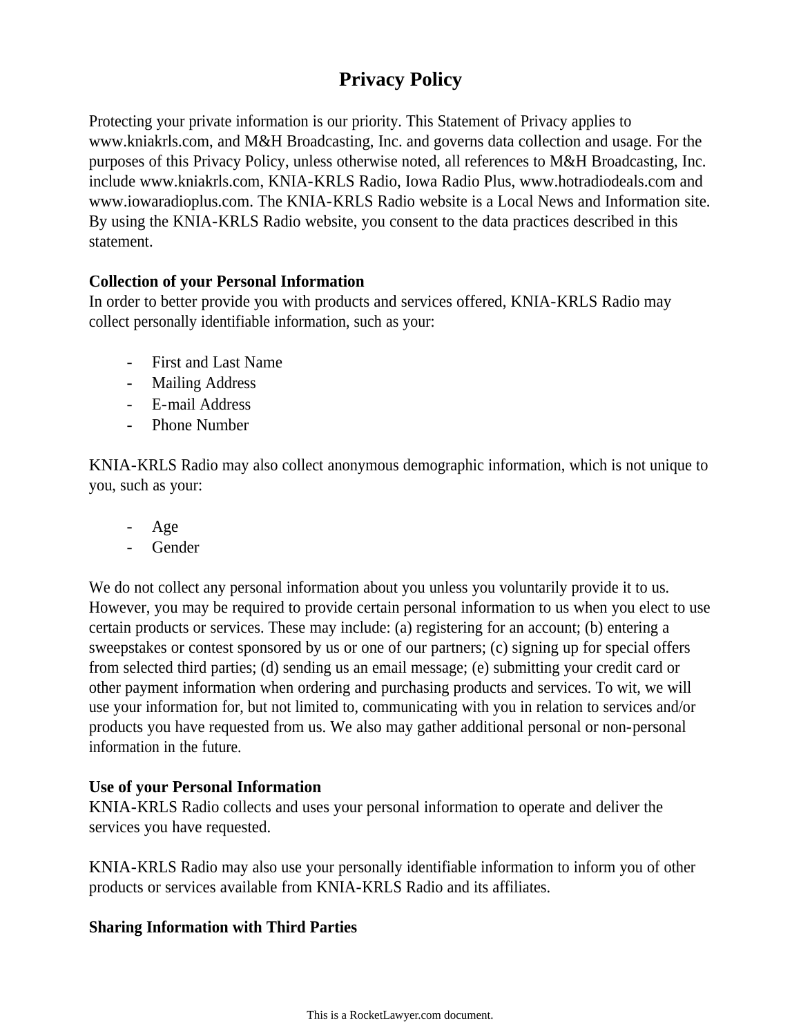# Privacy Policy

Protecting your private information is our priority. This Statement of Privacy applies to www.kniakrls.com, and M&H Broadcasting, Inc. and governs data collection and usage. For the purposes of this Privacy Policy, unless otherwise noted, all references to M&H Broadcasting, Inc. include www.kniakrls.com, KNIA-KRLS Radio, Iowa Radio Plus, www.hotradiodeals.com and www.iowaradioplus.com. The KNIA-KRLS Radio website is a Local News and Information site. By using the KNIA-KRLS Radio website, you consent to the data practices described in this statement.

**Collection of your Personal Information**

In order to better provide you with products and services offered, KNIA-KRLS Radio may collect personally identifiable information, such as your:

- First and Last Name
- Mailing Address
- E-mail Address
- Phone Number

KNIA-KRLS Radio may also collect anonymous demographic information, which is not unique to you, such as your:

- Age
- Gender

We do not collect any personal information about you unless you voluntarily provide it to us. However, you may be required to provide certain personal information to us when you elect to use certain products or services. These may include: (a) registering for an account; (b) entering a sweepstakes or contest sponsored by us or one of our partners; (c) signing up for special offers from selected third parties; (d) sending us an email message; (e) submitting your credit card or other payment information when ordering and purchasing products and services. To wit, we will use your information for, but not limited to, communicating with you in relation to services and/or products you have requested from us. We also may gather additional personal or non-personal information in the future.

**Use of your Personal Information**

KNIA-KRLS Radio collects and uses your personal information to operate and deliver the services you have requested.

KNIA-KRLS Radio may also use your personally identifiable information to inform you of other products or services available from KNIA-KRLS Radio and its affiliates.

**Sharing Information with Third Parties**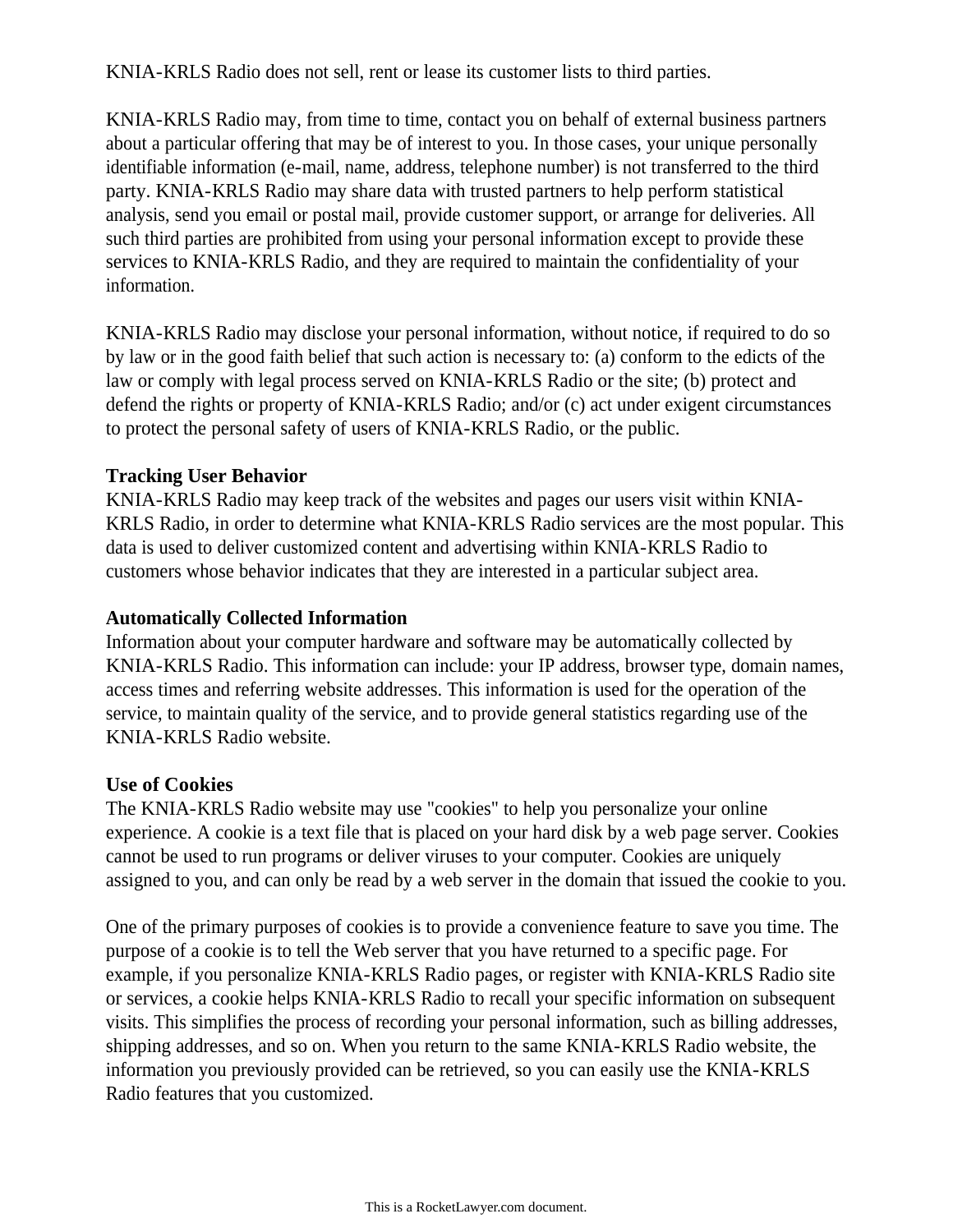KNIA-KRLS Radio does not sell, rent or lease its customer lists to third parties.

KNIA-KRLS Radio may, from time to time, contact you on behalf of external business partners about a particular offering that may be of interest to you. In those cases, your unique personally identifiable information (e-mail, name, address, telephone number) is not transferred to the third party. KNIA-KRLS Radio may share data with trusted partners to help perform statistical analysis, send you email or postal mail, provide customer support, or arrange for deliveries. All such third parties are prohibited from using your personal information except to provide these services to KNIA-KRLS Radio, and they are required to maintain the confidentiality of your information.

KNIA-KRLS Radio may disclose your personal information, without notice, if required to do so by law or in the good faith belief that such action is necessary to: (a) conform to the edicts of the law or comply with legal process served on KNIA-KRLS Radio or the site; (b) protect and defend the rights or property of KNIA-KRLS Radio; and/or (c) act under exigent circumstances to protect the personal safety of users of KNIA-KRLS Radio, or the public.

**Tracking User Behavior**

KNIA-KRLS Radio may keep track of the websites and pages our users visit within KNIA-KRLS Radio, in order to determine what KNIA-KRLS Radio services are the most popular. This data is used to deliver customized content and advertising within KNIA-KRLS Radio to customers whose behavior indicates that they are interested in a particular subject area.

**Automatically Collected Information**

Information about your computer hardware and software may be automatically collected by KNIA-KRLS Radio. This information can include: your IP address, browser type, domain names, access times and referring website addresses. This information is used for the operation of the service, to maintain quality of the service, and to provide general statistics regarding use of the KNIA-KRLS Radio website.

**Use of Cookies**

The KNIA-KRLS Radio website may use "cookies" to help you personalize your online experience. A cookie is a text file that is placed on your hard disk by a web page server. Cookies cannot be used to run programs or deliver viruses to your computer. Cookies are uniquely assigned to you, and can only be read by a web server in the domain that issued the cookie to you.

One of the primary purposes of cookies is to provide a convenience feature to save you time. The purpose of a cookie is to tell the Web server that you have returned to a specific page. For example, if you personalize KNIA-KRLS Radio pages, or register with KNIA-KRLS Radio site or services, a cookie helps KNIA-KRLS Radio to recall your specific information on subsequent visits. This simplifies the process of recording your personal information, such as billing addresses, shipping addresses, and so on. When you return to the same KNIA-KRLS Radio website, the information you previously provided can be retrieved, so you can easily use the KNIA-KRLS Radio features that you customized.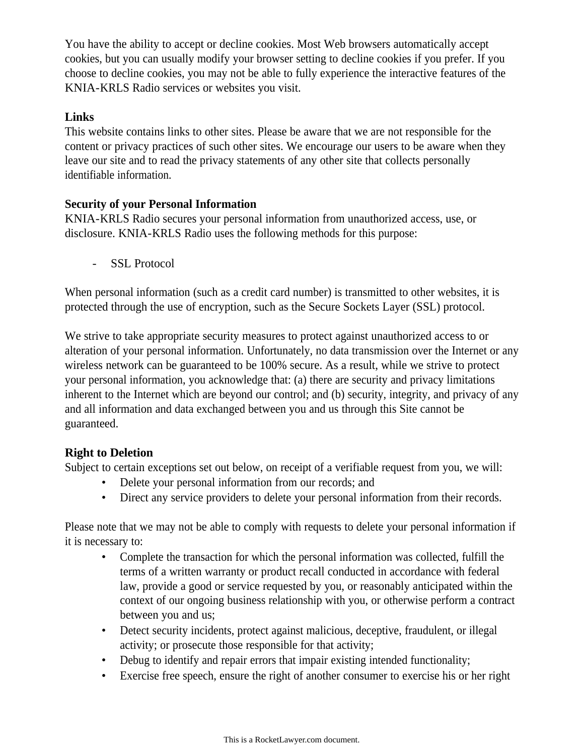You have the ability to accept or decline cookies. Most Web browsers automatically accept cookies, but you can usually modify your browser setting to decline cookies if you prefer. If you choose to decline cookies, you may not be able to fully experience the interactive features of the KNIA-KRLS Radio services or websites you visit.

**Links**
This website contains links to other sites. Please be aware that we are not responsible for the content or privacy practices of such other sites. We encourage our users to be aware when they leave our site and to read the privacy statements of any other site that collects personally identifiable information.

**Security of your Personal Information**
KNIA-KRLS Radio secures your personal information from unauthorized access, use, or disclosure. KNIA-KRLS Radio uses the following methods for this purpose:

- SSL Protocol

When personal information (such as a credit card number) is transmitted to other websites, it is protected through the use of encryption, such as the Secure Sockets Layer (SSL) protocol.

We strive to take appropriate security measures to protect against unauthorized access to or alteration of your personal information. Unfortunately, no data transmission over the Internet or any wireless network can be guaranteed to be 100% secure. As a result, while we strive to protect your personal information, you acknowledge that: (a) there are security and privacy limitations inherent to the Internet which are beyond our control; and (b) security, integrity, and privacy of any and all information and data exchanged between you and us through this Site cannot be guaranteed.

**Right to Deletion**
Subject to certain exceptions set out below, on receipt of a verifiable request from you, we will:

- Delete your personal information from our records; and
- Direct any service providers to delete your personal information from their records.

Please note that we may not be able to comply with requests to delete your personal information if it is necessary to:

- Complete the transaction for which the personal information was collected, fulfill the terms of a written warranty or product recall conducted in accordance with federal law, provide a good or service requested by you, or reasonably anticipated within the context of our ongoing business relationship with you, or otherwise perform a contract between you and us;
- Detect security incidents, protect against malicious, deceptive, fraudulent, or illegal activity; or prosecute those responsible for that activity;
- Debug to identify and repair errors that impair existing intended functionality;
- Exercise free speech, ensure the right of another consumer to exercise his or her right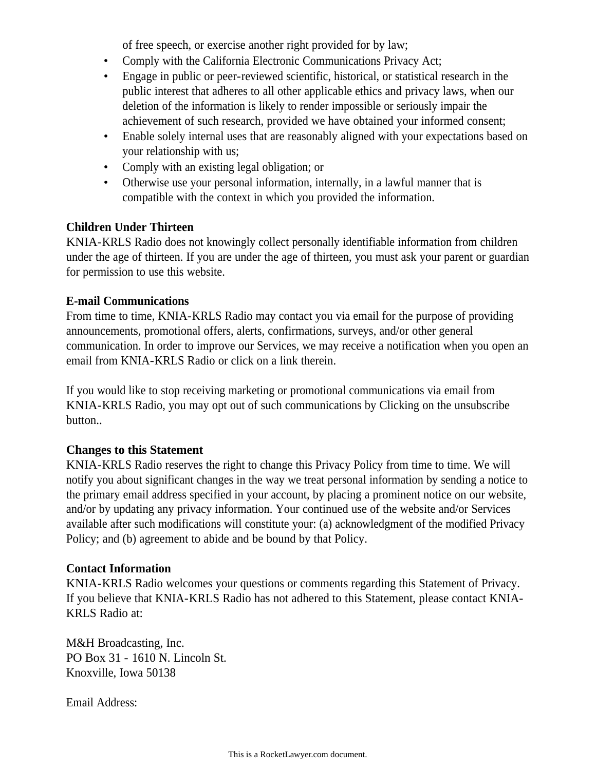of free speech, or exercise another right provided for by law;

- Comply with the California Electronic Communications Privacy Act;
- Engage in public or peer-reviewed scientific, historical, or statistical research in the public interest that adheres to all other applicable ethics and privacy laws, when our deletion of the information is likely to render impossible or seriously impair the achievement of such research, provided we have obtained your informed consent;
- Enable solely internal uses that are reasonably aligned with your expectations based on your relationship with us;
- Comply with an existing legal obligation; or
- Otherwise use your personal information, internally, in a lawful manner that is compatible with the context in which you provided the information.

**Children Under Thirteen**

KNIA-KRLS Radio does not knowingly collect personally identifiable information from children under the age of thirteen. If you are under the age of thirteen, you must ask your parent or guardian for permission to use this website.

**E-mail Communications**

From time to time, KNIA-KRLS Radio may contact you via email for the purpose of providing announcements, promotional offers, alerts, confirmations, surveys, and/or other general communication. In order to improve our Services, we may receive a notification when you open an email from KNIA-KRLS Radio or click on a link therein.

If you would like to stop receiving marketing or promotional communications via email from KNIA-KRLS Radio, you may opt out of such communications by Clicking on the unsubscribe button..

**Changes to this Statement**

KNIA-KRLS Radio reserves the right to change this Privacy Policy from time to time. We will notify you about significant changes in the way we treat personal information by sending a notice to the primary email address specified in your account, by placing a prominent notice on our website, and/or by updating any privacy information. Your continued use of the website and/or Services available after such modifications will constitute your: (a) acknowledgment of the modified Privacy Policy; and (b) agreement to abide and be bound by that Policy.

**Contact Information**

KNIA-KRLS Radio welcomes your questions or comments regarding this Statement of Privacy. If you believe that KNIA-KRLS Radio has not adhered to this Statement, please contact KNIA-KRLS Radio at:

M&H Broadcasting, Inc.
PO Box 31 - 1610 N. Lincoln St.
Knoxville, Iowa 50138

Email Address:

This is a RocketLawyer.com document.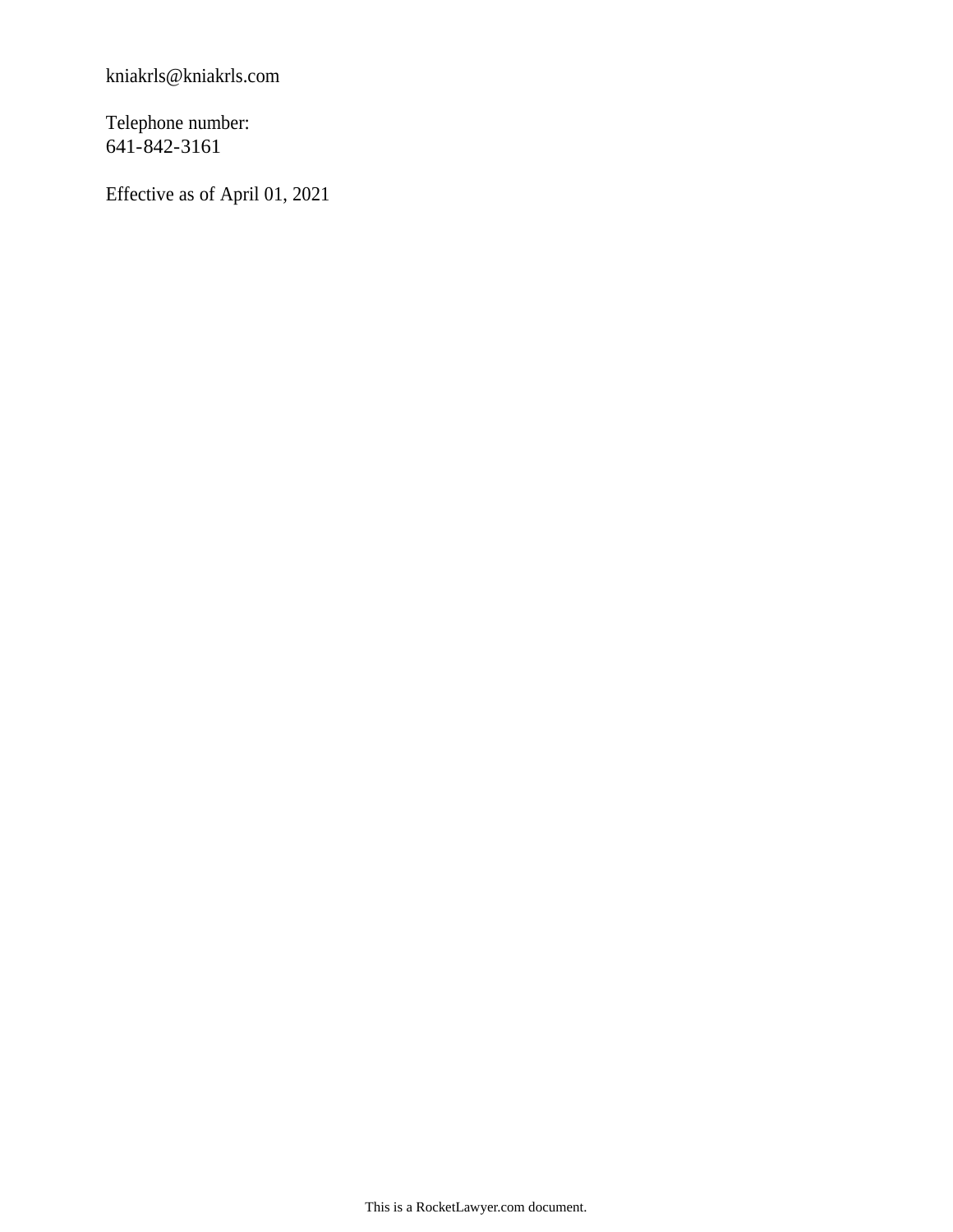kniakrls@kniakrls.com

Telephone number:
641-842-3161

Effective as of April 01, 2021